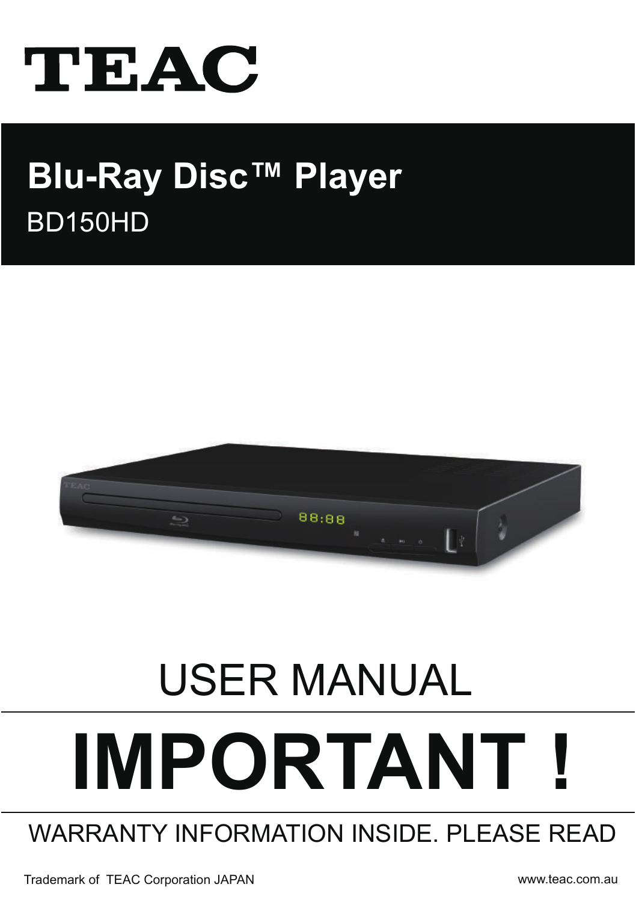# TEAC

## Blu-Ray Disc™ Player

BD150HD

# USER MANUAL

# IMPORTANT !

WARRANTY INFORMATION INSIDE. PLEASE READ

Trademark of TEAC Corporation JAPAN

www.teac.com.au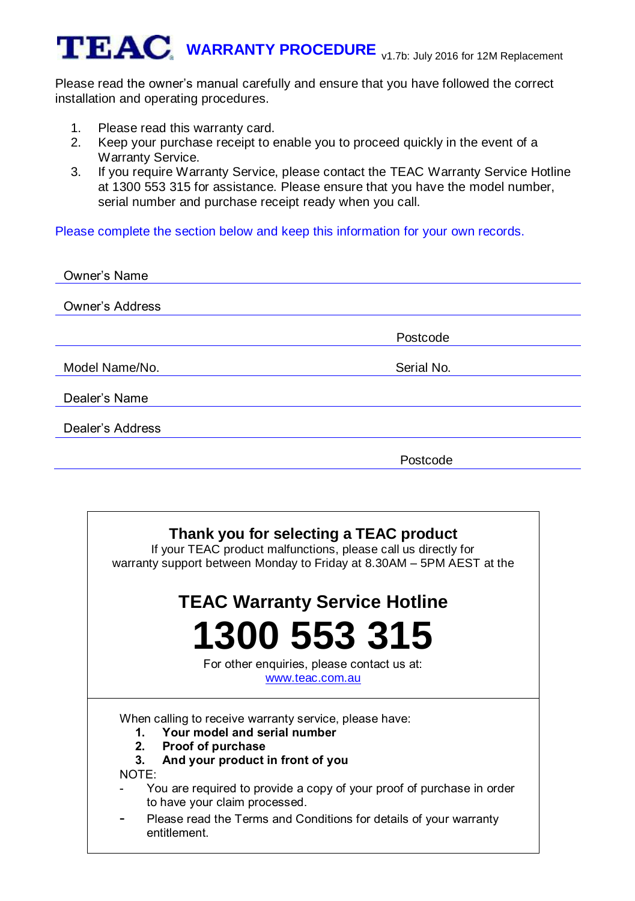# TEAC WARRANTY PROCEDURE v1.7b: July 2016 for 12M Replacement

Please read the owner's manual carefully and ensure that you have followed the correct installation and operating procedures.

1. Please read this warranty card.
2. Keep your purchase receipt to enable you to proceed quickly in the event of a Warranty Service.
3. If you require Warranty Service, please contact the TEAC Warranty Service Hotline at 1300 553 315 for assistance. Please ensure that you have the model number, serial number and purchase receipt ready when you call.

Please complete the section below and keep this information for your own records.

Owner's Name ____________________________________________

Owner's Address ____________________________________________

____________________________ Postcode ____________

Model Name/No. ____________________ Serial No. ____________

Dealer's Name ____________________________________________

Dealer's Address ____________________________________________

____________________________ Postcode ____________

---

**Thank you for selecting a TEAC product**

If your TEAC product malfunctions, please call us directly for warranty support between Monday to Friday at 8.30AM – 5PM AEST at the

## TEAC Warranty Service Hotline

# 1300 553 315

For other enquiries, please contact us at:
www.teac.com.au

---

When calling to receive warranty service, please have:

1. **Your model and serial number**
2. **Proof of purchase**
3. **And your product in front of you**

NOTE:

- You are required to provide a copy of your proof of purchase in order to have your claim processed.
- Please read the Terms and Conditions for details of your warranty entitlement.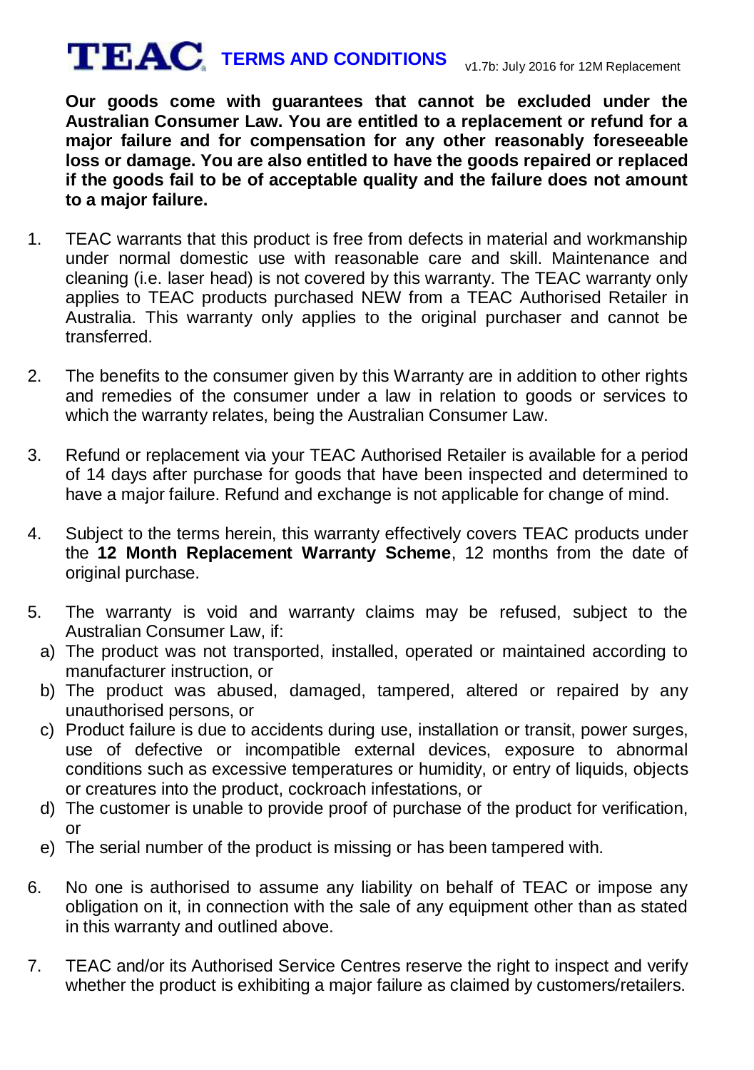# TEAC TERMS AND CONDITIONS

v1.7b: July 2016 for 12M Replacement

**Our goods come with guarantees that cannot be excluded under the Australian Consumer Law. You are entitled to a replacement or refund for a major failure and for compensation for any other reasonably foreseeable loss or damage. You are also entitled to have the goods repaired or replaced if the goods fail to be of acceptable quality and the failure does not amount to a major failure.**

1. TEAC warrants that this product is free from defects in material and workmanship under normal domestic use with reasonable care and skill. Maintenance and cleaning (i.e. laser head) is not covered by this warranty. The TEAC warranty only applies to TEAC products purchased NEW from a TEAC Authorised Retailer in Australia. This warranty only applies to the original purchaser and cannot be transferred.

2. The benefits to the consumer given by this Warranty are in addition to other rights and remedies of the consumer under a law in relation to goods or services to which the warranty relates, being the Australian Consumer Law.

3. Refund or replacement via your TEAC Authorised Retailer is available for a period of 14 days after purchase for goods that have been inspected and determined to have a major failure. Refund and exchange is not applicable for change of mind.

4. Subject to the terms herein, this warranty effectively covers TEAC products under the **12 Month Replacement Warranty Scheme**, 12 months from the date of original purchase.

5. The warranty is void and warranty claims may be refused, subject to the Australian Consumer Law, if:
   a) The product was not transported, installed, operated or maintained according to manufacturer instruction, or
   b) The product was abused, damaged, tampered, altered or repaired by any unauthorised persons, or
   c) Product failure is due to accidents during use, installation or transit, power surges, use of defective or incompatible external devices, exposure to abnormal conditions such as excessive temperatures or humidity, or entry of liquids, objects or creatures into the product, cockroach infestations, or
   d) The customer is unable to provide proof of purchase of the product for verification, or
   e) The serial number of the product is missing or has been tampered with.

6. No one is authorised to assume any liability on behalf of TEAC or impose any obligation on it, in connection with the sale of any equipment other than as stated in this warranty and outlined above.

7. TEAC and/or its Authorised Service Centres reserve the right to inspect and verify whether the product is exhibiting a major failure as claimed by customers/retailers.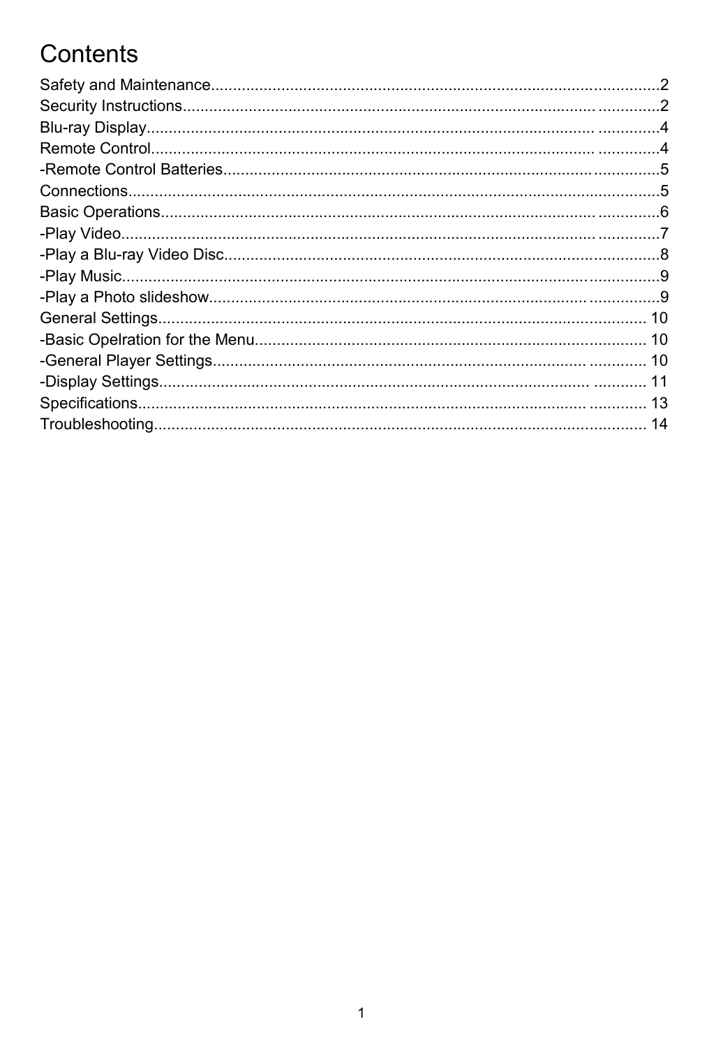# Contents

Safety and Maintenance......................................................................................................2
Security Instructions............................................................................................ ..............2
Blu-ray Display.................................................................................................... ..............4
Remote Control.................................................................................................... ..............4
-Remote Control Batteries................................................................................... ...............5
Connections.........................................................................................................................5
Basic Operations................................................................................................. ..............6
-Play Video........................................................................................................... .............7
-Play a Blu-ray Video Disc....................................................................................................8
-Play Music............................................................................................................................9
-Play a Photo slideshow...................................................................................... .................9
General Settings............................................................................................................... 10
-Basic Opelration for the Menu.......................................................................................... 10
-General Player Settings.................................................................................... ............. 10
-Display Settings............................................................................................... ............ 11
Specifications.................................................................................................... ............. 13
Troubleshooting................................................................................................................. 14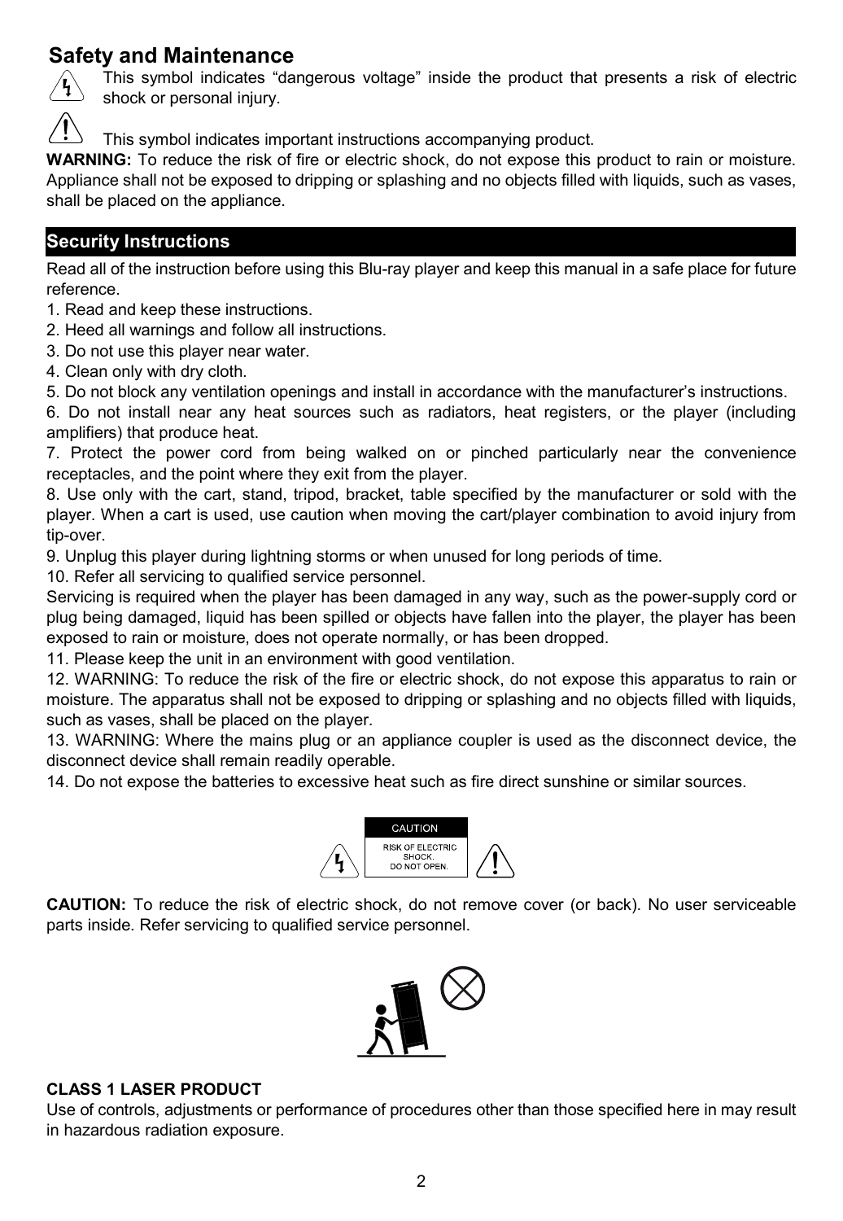## Safety and Maintenance

This symbol indicates "dangerous voltage" inside the product that presents a risk of electric shock or personal injury.

This symbol indicates important instructions accompanying product.

**WARNING:** To reduce the risk of fire or electric shock, do not expose this product to rain or moisture. Appliance shall not be exposed to dripping or splashing and no objects filled with liquids, such as vases, shall be placed on the appliance.

### Security Instructions

Read all of the instruction before using this Blu-ray player and keep this manual in a safe place for future reference.

1. Read and keep these instructions.
2. Heed all warnings and follow all instructions.
3. Do not use this player near water.
4. Clean only with dry cloth.
5. Do not block any ventilation openings and install in accordance with the manufacturer's instructions.
6. Do not install near any heat sources such as radiators, heat registers, or the player (including amplifiers) that produce heat.
7. Protect the power cord from being walked on or pinched particularly near the convenience receptacles, and the point where they exit from the player.
8. Use only with the cart, stand, tripod, bracket, table specified by the manufacturer or sold with the player. When a cart is used, use caution when moving the cart/player combination to avoid injury from tip-over.
9. Unplug this player during lightning storms or when unused for long periods of time.
10. Refer all servicing to qualified service personnel.

Servicing is required when the player has been damaged in any way, such as the power-supply cord or plug being damaged, liquid has been spilled or objects have fallen into the player, the player has been exposed to rain or moisture, does not operate normally, or has been dropped.

11. Please keep the unit in an environment with good ventilation.
12. WARNING: To reduce the risk of the fire or electric shock, do not expose this apparatus to rain or moisture. The apparatus shall not be exposed to dripping or splashing and no objects filled with liquids, such as vases, shall be placed on the player.
13. WARNING: Where the mains plug or an appliance coupler is used as the disconnect device, the disconnect device shall remain readily operable.
14. Do not expose the batteries to excessive heat such as fire direct sunshine or similar sources.

CAUTION
RISK OF ELECTRIC SHOCK.
DO NOT OPEN.

**CAUTION:** To reduce the risk of electric shock, do not remove cover (or back). No user serviceable parts inside. Refer servicing to qualified service personnel.

**CLASS 1 LASER PRODUCT**

Use of controls, adjustments or performance of procedures other than those specified here in may result in hazardous radiation exposure.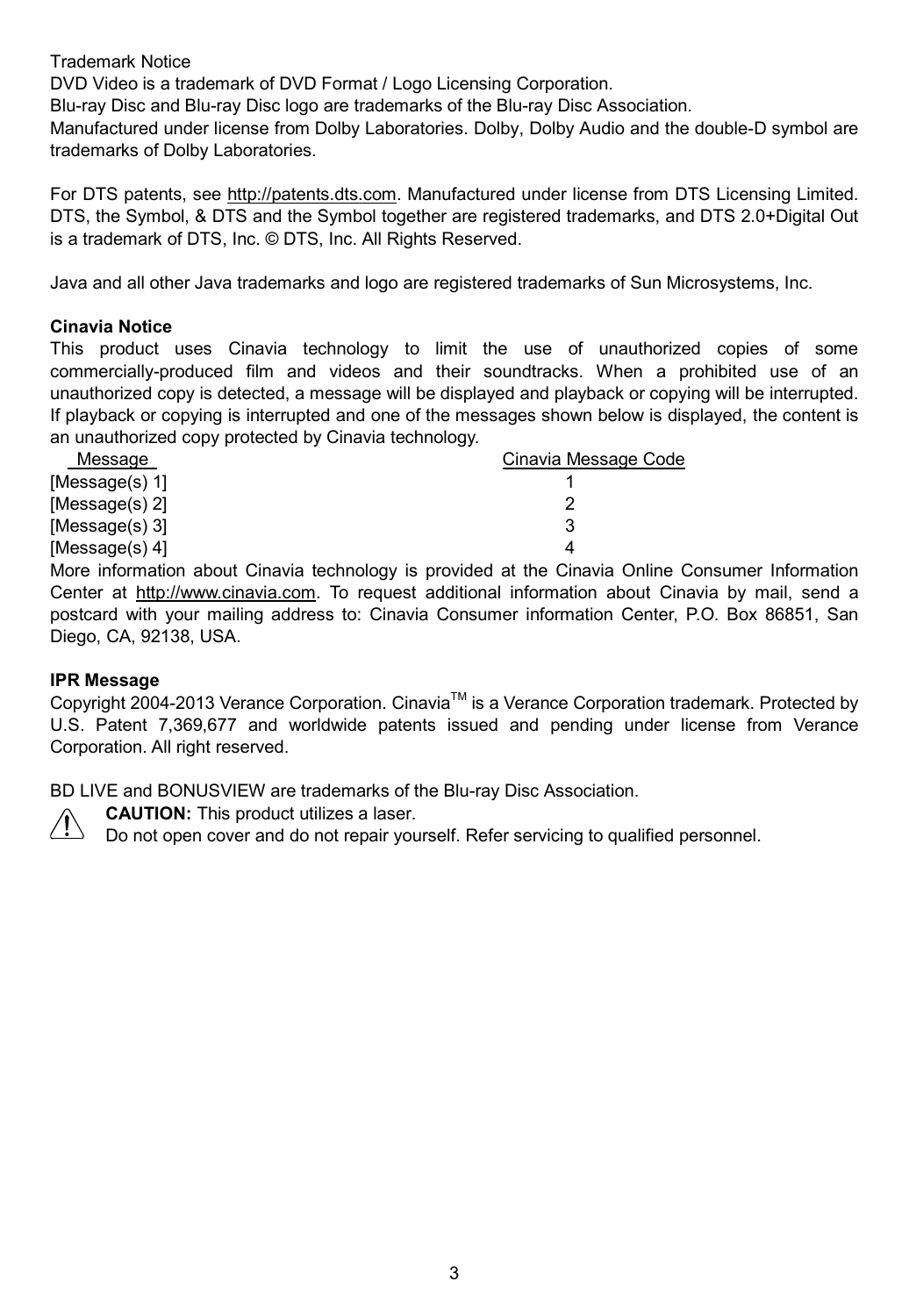Trademark Notice

DVD Video is a trademark of DVD Format / Logo Licensing Corporation.

Blu-ray Disc and Blu-ray Disc logo are trademarks of the Blu-ray Disc Association.

Manufactured under license from Dolby Laboratories. Dolby, Dolby Audio and the double-D symbol are trademarks of Dolby Laboratories.

For DTS patents, see http://patents.dts.com. Manufactured under license from DTS Licensing Limited. DTS, the Symbol, & DTS and the Symbol together are registered trademarks, and DTS 2.0+Digital Out is a trademark of DTS, Inc. © DTS, Inc. All Rights Reserved.

Java and all other Java trademarks and logo are registered trademarks of Sun Microsystems, Inc.

**Cinavia Notice**

This product uses Cinavia technology to limit the use of unauthorized copies of some commercially-produced film and videos and their soundtracks. When a prohibited use of an unauthorized copy is detected, a message will be displayed and playback or copying will be interrupted. If playback or copying is interrupted and one of the messages shown below is displayed, the content is an unauthorized copy protected by Cinavia technology.

| Message | Cinavia Message Code |
| --- | --- |
| [Message(s) 1] | 1 |
| [Message(s) 2] | 2 |
| [Message(s) 3] | 3 |
| [Message(s) 4] | 4 |

More information about Cinavia technology is provided at the Cinavia Online Consumer Information Center at http://www.cinavia.com. To request additional information about Cinavia by mail, send a postcard with your mailing address to: Cinavia Consumer information Center, P.O. Box 86851, San Diego, CA, 92138, USA.

**IPR Message**

Copyright 2004-2013 Verance Corporation. Cinavia™ is a Verance Corporation trademark. Protected by U.S. Patent 7,369,677 and worldwide patents issued and pending under license from Verance Corporation. All right reserved.

BD LIVE and BONUSVIEW are trademarks of the Blu-ray Disc Association.

⚠ **CAUTION:** This product utilizes a laser.
Do not open cover and do not repair yourself. Refer servicing to qualified personnel.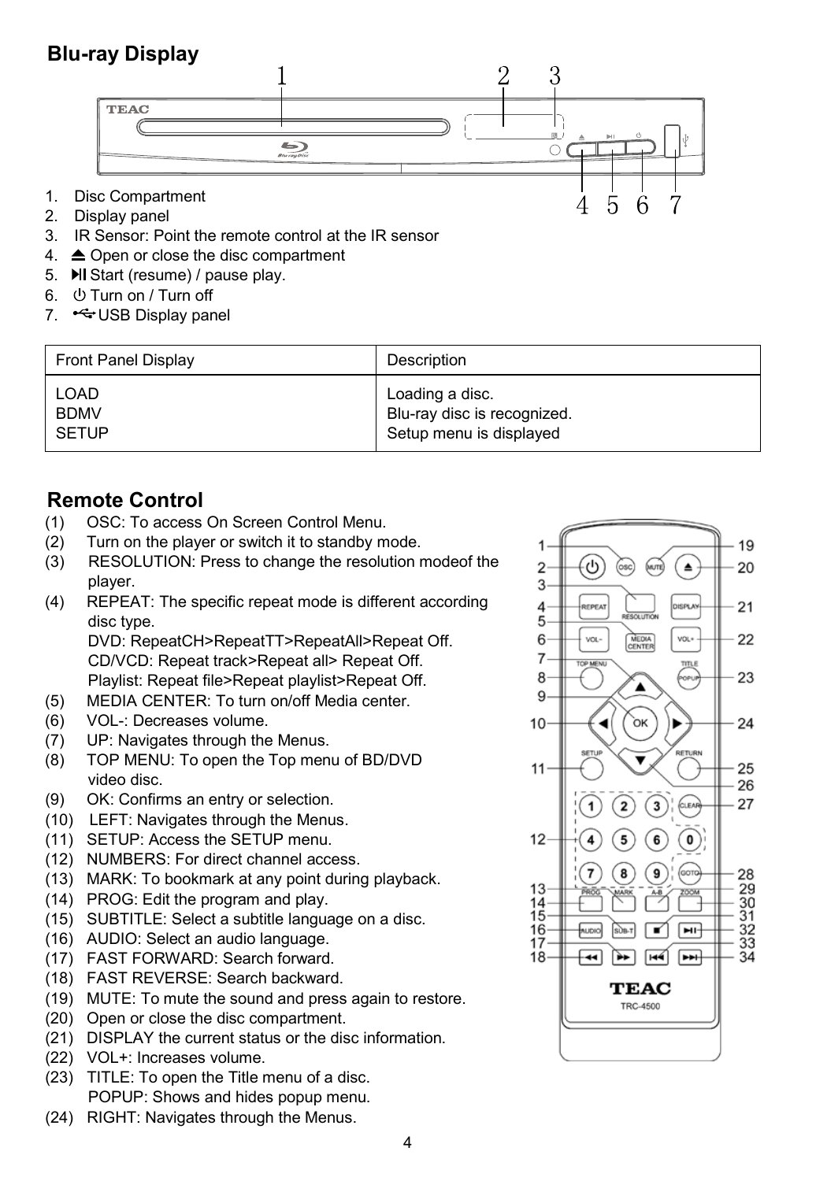## Blu-ray Display

1. Disc Compartment
2. Display panel
3. IR Sensor: Point the remote control at the IR sensor
4. ⏏ Open or close the disc compartment
5. ⏯ Start (resume) / pause play.
6. ⏻ Turn on / Turn off
7. USB Display panel

| Front Panel Display | Description |
|---|---|
| LOAD<br>BDMV<br>SETUP | Loading a disc.<br>Blu-ray disc is recognized.<br>Setup menu is displayed |

## Remote Control

(1) OSC: To access On Screen Control Menu.
(2) Turn on the player or switch it to standby mode.
(3) RESOLUTION: Press to change the resolution modeof the player.
(4) REPEAT: The specific repeat mode is different according disc type.
DVD: RepeatCH>RepeatTT>RepeatAll>Repeat Off.
CD/VCD: Repeat track>Repeat all> Repeat Off.
Playlist: Repeat file>Repeat playlist>Repeat Off.
(5) MEDIA CENTER: To turn on/off Media center.
(6) VOL-: Decreases volume.
(7) UP: Navigates through the Menus.
(8) TOP MENU: To open the Top menu of BD/DVD video disc.
(9) OK: Confirms an entry or selection.
(10) LEFT: Navigates through the Menus.
(11) SETUP: Access the SETUP menu.
(12) NUMBERS: For direct channel access.
(13) MARK: To bookmark at any point during playback.
(14) PROG: Edit the program and play.
(15) SUBTITLE: Select a subtitle language on a disc.
(16) AUDIO: Select an audio language.
(17) FAST FORWARD: Search forward.
(18) FAST REVERSE: Search backward.
(19) MUTE: To mute the sound and press again to restore.
(20) Open or close the disc compartment.
(21) DISPLAY the current status or the disc information.
(22) VOL+: Increases volume.
(23) TITLE: To open the Title menu of a disc.
POPUP: Shows and hides popup menu.
(24) RIGHT: Navigates through the Menus.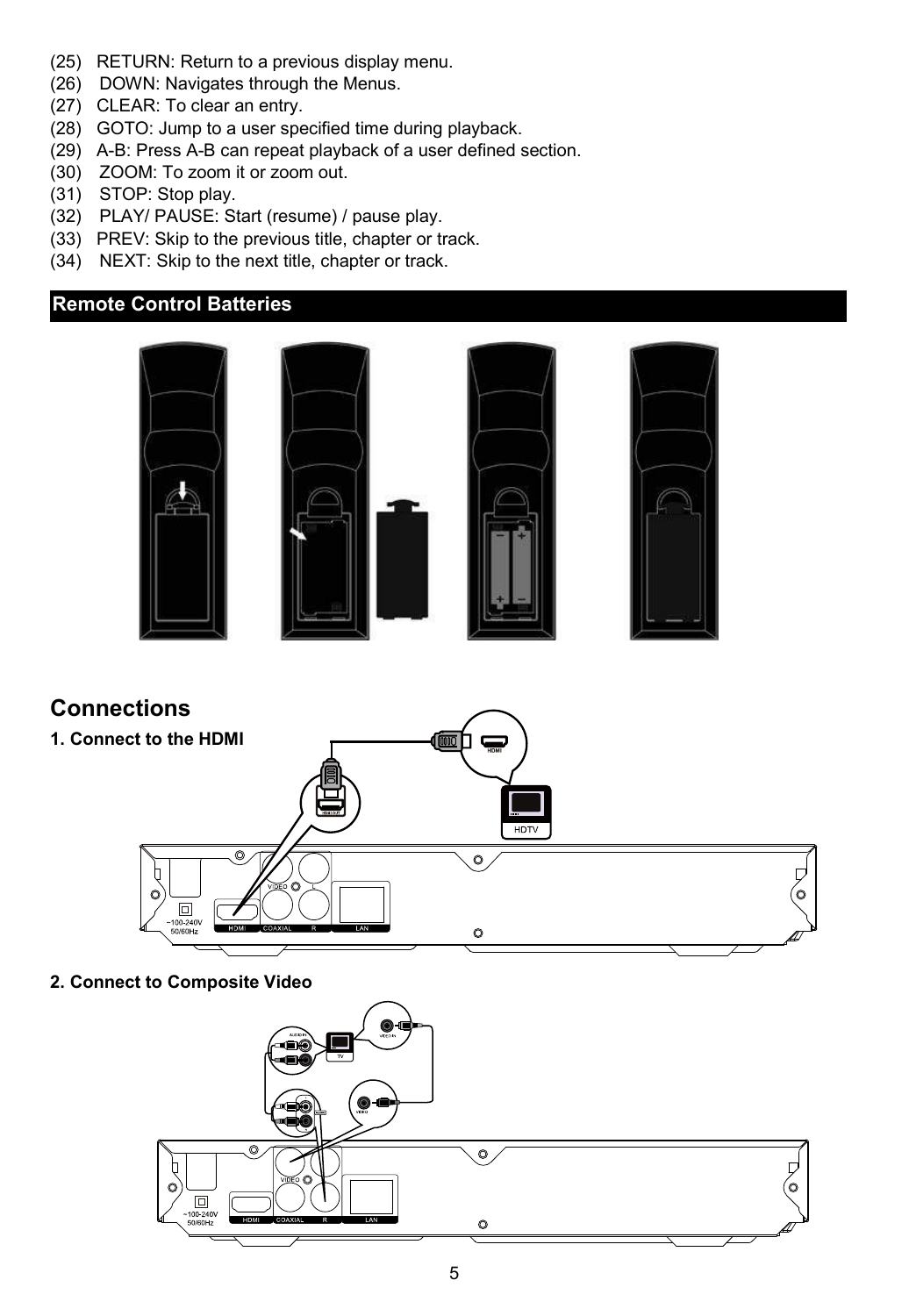(25) RETURN: Return to a previous display menu.
(26) DOWN: Navigates through the Menus.
(27) CLEAR: To clear an entry.
(28) GOTO: Jump to a user specified time during playback.
(29) A-B: Press A-B can repeat playback of a user defined section.
(30) ZOOM: To zoom it or zoom out.
(31) STOP: Stop play.
(32) PLAY/ PAUSE: Start (resume) / pause play.
(33) PREV: Skip to the previous title, chapter or track.
(34) NEXT: Skip to the next title, chapter or track.

## Remote Control Batteries

# Connections

**1. Connect to the HDMI**

**2. Connect to Composite Video**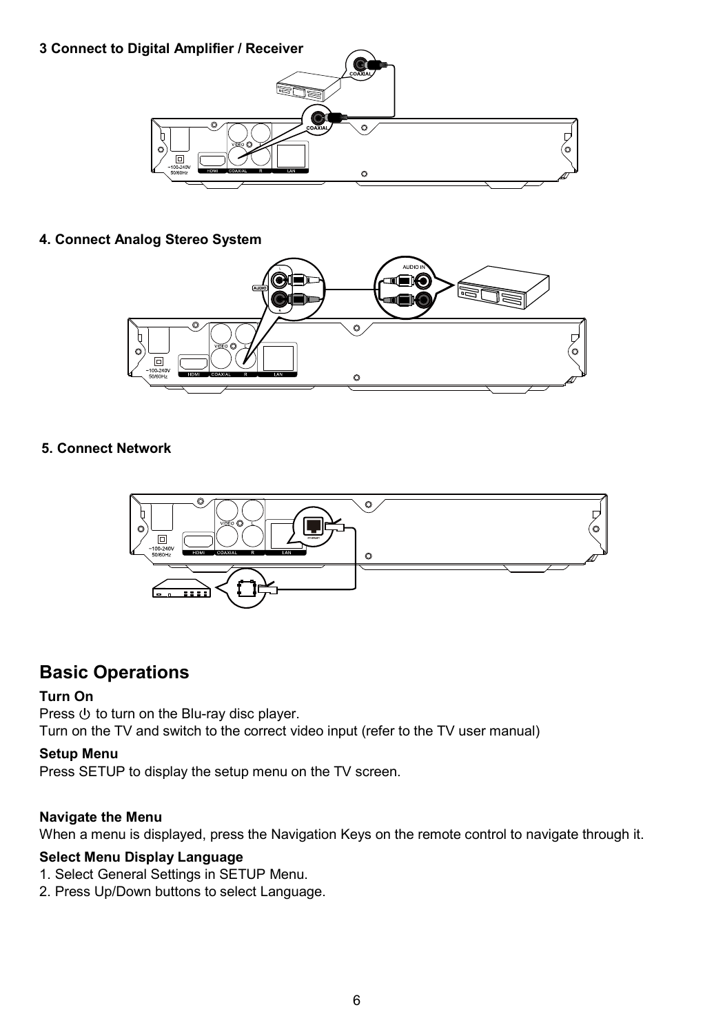### 3 Connect to Digital Amplifier / Receiver

### 4. Connect Analog Stereo System

### 5. Connect Network

## Basic Operations

**Turn On**

Press ⏻ to turn on the Blu-ray disc player.
Turn on the TV and switch to the correct video input (refer to the TV user manual)

**Setup Menu**

Press SETUP to display the setup menu on the TV screen.

**Navigate the Menu**

When a menu is displayed, press the Navigation Keys on the remote control to navigate through it.

**Select Menu Display Language**

1. Select General Settings in SETUP Menu.
2. Press Up/Down buttons to select Language.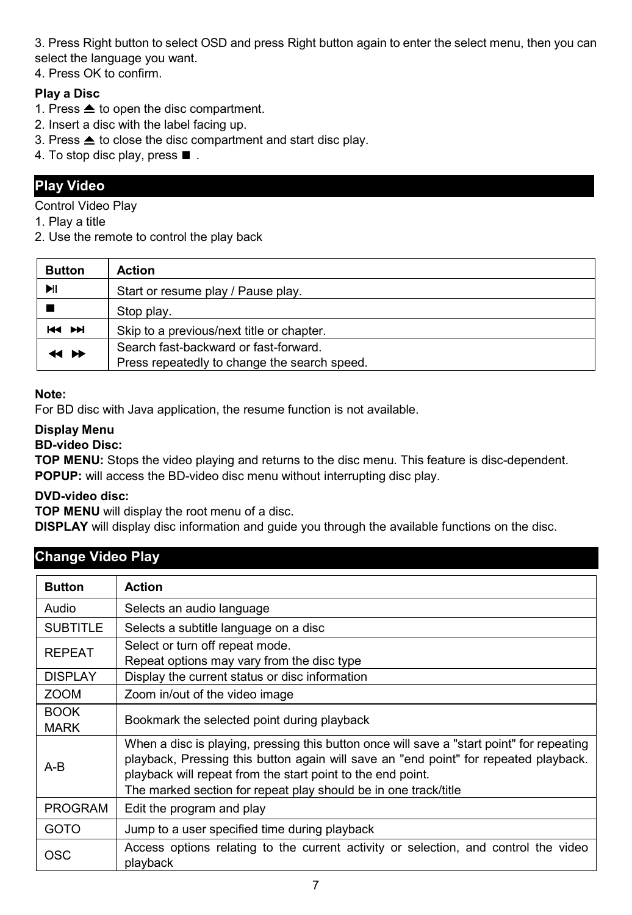3. Press Right button to select OSD and press Right button again to enter the select menu, then you can select the language you want.
4. Press OK to confirm.

**Play a Disc**

1. Press ⏏ to open the disc compartment.
2. Insert a disc with the label facing up.
3. Press ⏏ to close the disc compartment and start disc play.
4. To stop disc play, press ■ .

## Play Video

Control Video Play

1. Play a title
2. Use the remote to control the play back

| Button | Action |
|---|---|
| ▶II | Start or resume play / Pause play. |
| ■ | Stop play. |
| ⏮ ⏭ | Skip to a previous/next title or chapter. |
| ◀◀ ▶▶ | Search fast-backward or fast-forward.<br>Press repeatedly to change the search speed. |

**Note:**
For BD disc with Java application, the resume function is not available.

**Display Menu**

**BD-video Disc:**

**TOP MENU:** Stops the video playing and returns to the disc menu. This feature is disc-dependent.
**POPUP:** will access the BD-video disc menu without interrupting disc play.

**DVD-video disc:**

**TOP MENU** will display the root menu of a disc.
**DISPLAY** will display disc information and guide you through the available functions on the disc.

## Change Video Play

| Button | Action |
|---|---|
| Audio | Selects an audio language |
| SUBTITLE | Selects a subtitle language on a disc |
| REPEAT | Select or turn off repeat mode.<br>Repeat options may vary from the disc type |
| DISPLAY | Display the current status or disc information |
| ZOOM | Zoom in/out of the video image |
| BOOK MARK | Bookmark the selected point during playback |
| A-B | When a disc is playing, pressing this button once will save a "start point" for repeating playback, Pressing this button again will save an "end point" for repeated playback. playback will repeat from the start point to the end point.<br>The marked section for repeat play should be in one track/title |
| PROGRAM | Edit the program and play |
| GOTO | Jump to a user specified time during playback |
| OSC | Access options relating to the current activity or selection, and control the video playback |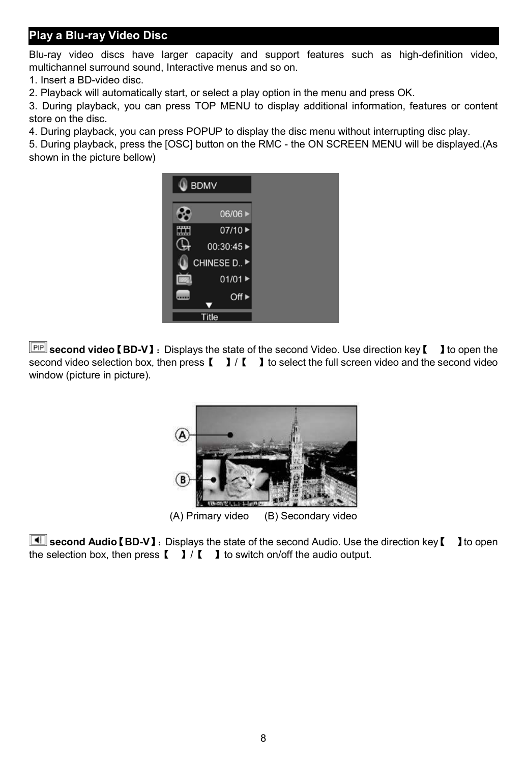## Play a Blu-ray Video Disc

Blu-ray video discs have larger capacity and support features such as high-definition video, multichannel surround sound, Interactive menus and so on.

1. Insert a BD-video disc.
2. Playback will automatically start, or select a play option in the menu and press OK.
3. During playback, you can press TOP MENU to display additional information, features or content store on the disc.
4. During playback, you can press POPUP to display the disc menu without interrupting disc play.
5. During playback, press the [OSC] button on the RMC - the ON SCREEN MENU will be displayed.(As shown in the picture bellow)

**second video【BD-V】**：Displays the state of the second Video. Use direction key【 】to open the second video selection box, then press【 】/【 】to select the full screen video and the second video window (picture in picture).

(A) Primary video (B) Secondary video

**second Audio【BD-V】**：Displays the state of the second Audio. Use the direction key【 】to open the selection box, then press【 】/【 】to switch on/off the audio output.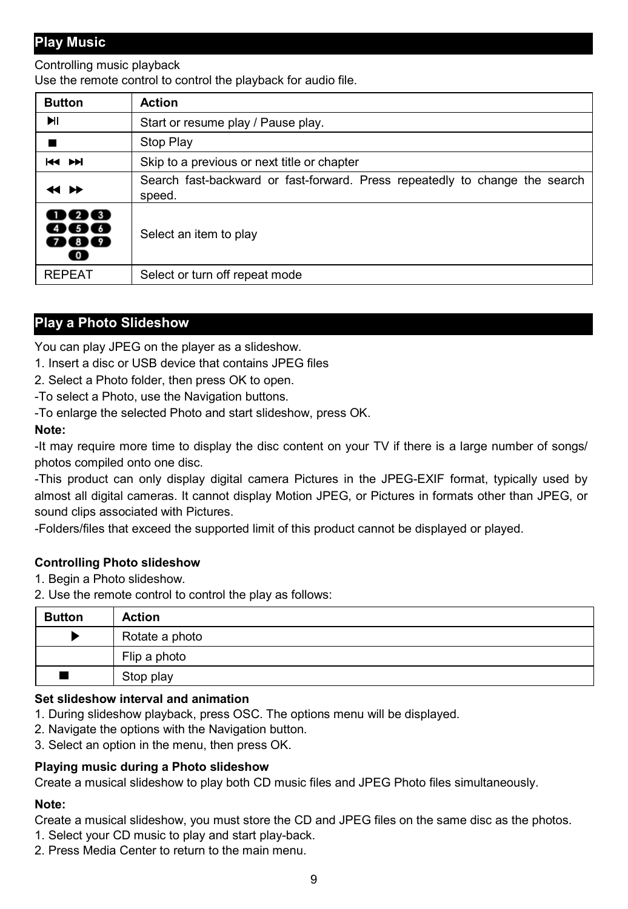## Play Music

Controlling music playback
Use the remote control to control the playback for audio file.

| Button | Action |
|---|---|
| ⏯ | Start or resume play / Pause play. |
| ■ | Stop Play |
| ⏮ ⏭ | Skip to a previous or next title or chapter |
| ◀◀ ▶▶ | Search fast-backward or fast-forward. Press repeatedly to change the search speed. |
| 1 2 3 4 5 6 7 8 9 0 | Select an item to play |
| REPEAT | Select or turn off repeat mode |

## Play a Photo Slideshow

You can play JPEG on the player as a slideshow.

1. Insert a disc or USB device that contains JPEG files
2. Select a Photo folder, then press OK to open.

-To select a Photo, use the Navigation buttons.
-To enlarge the selected Photo and start slideshow, press OK.

**Note:**

-It may require more time to display the disc content on your TV if there is a large number of songs/ photos compiled onto one disc.
-This product can only display digital camera Pictures in the JPEG-EXIF format, typically used by almost all digital cameras. It cannot display Motion JPEG, or Pictures in formats other than JPEG, or sound clips associated with Pictures.
-Folders/files that exceed the supported limit of this product cannot be displayed or played.

**Controlling Photo slideshow**

1. Begin a Photo slideshow.
2. Use the remote control to control the play as follows:

| Button | Action |
|---|---|
| ▶ | Rotate a photo |
| | Flip a photo |
| ■ | Stop play |

**Set slideshow interval and animation**

1. During slideshow playback, press OSC. The options menu will be displayed.
2. Navigate the options with the Navigation button.
3. Select an option in the menu, then press OK.

**Playing music during a Photo slideshow**

Create a musical slideshow to play both CD music files and JPEG Photo files simultaneously.

**Note:**

Create a musical slideshow, you must store the CD and JPEG files on the same disc as the photos.

1. Select your CD music to play and start play-back.
2. Press Media Center to return to the main menu.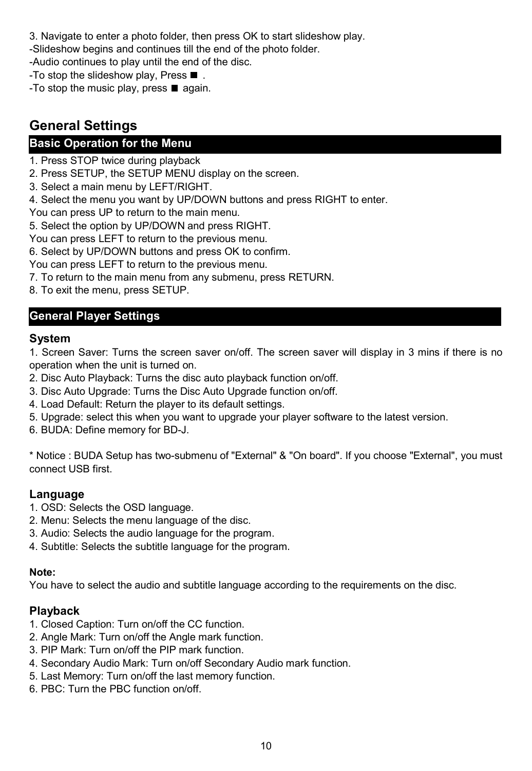3. Navigate to enter a photo folder, then press OK to start slideshow play.
-Slideshow begins and continues till the end of the photo folder.
-Audio continues to play until the end of the disc.
-To stop the slideshow play, Press ■ .
-To stop the music play, press ■ again.

# General Settings

## Basic Operation for the Menu

1. Press STOP twice during playback
2. Press SETUP, the SETUP MENU display on the screen.
3. Select a main menu by LEFT/RIGHT.
4. Select the menu you want by UP/DOWN buttons and press RIGHT to enter.
You can press UP to return to the main menu.
5. Select the option by UP/DOWN and press RIGHT.
You can press LEFT to return to the previous menu.
6. Select by UP/DOWN buttons and press OK to confirm.
You can press LEFT to return to the previous menu.
7. To return to the main menu from any submenu, press RETURN.
8. To exit the menu, press SETUP.

## General Player Settings

### System

1. Screen Saver: Turns the screen saver on/off. The screen saver will display in 3 mins if there is no operation when the unit is turned on.
2. Disc Auto Playback: Turns the disc auto playback function on/off.
3. Disc Auto Upgrade: Turns the Disc Auto Upgrade function on/off.
4. Load Default: Return the player to its default settings.
5. Upgrade: select this when you want to upgrade your player software to the latest version.
6. BUDA: Define memory for BD-J.

* Notice : BUDA Setup has two-submenu of "External" & "On board". If you choose "External", you must connect USB first.

### Language

1. OSD: Selects the OSD language.
2. Menu: Selects the menu language of the disc.
3. Audio: Selects the audio language for the program.
4. Subtitle: Selects the subtitle language for the program.

**Note:**
You have to select the audio and subtitle language according to the requirements on the disc.

### Playback

1. Closed Caption: Turn on/off the CC function.
2. Angle Mark: Turn on/off the Angle mark function.
3. PIP Mark: Turn on/off the PIP mark function.
4. Secondary Audio Mark: Turn on/off Secondary Audio mark function.
5. Last Memory: Turn on/off the last memory function.
6. PBC: Turn the PBC function on/off.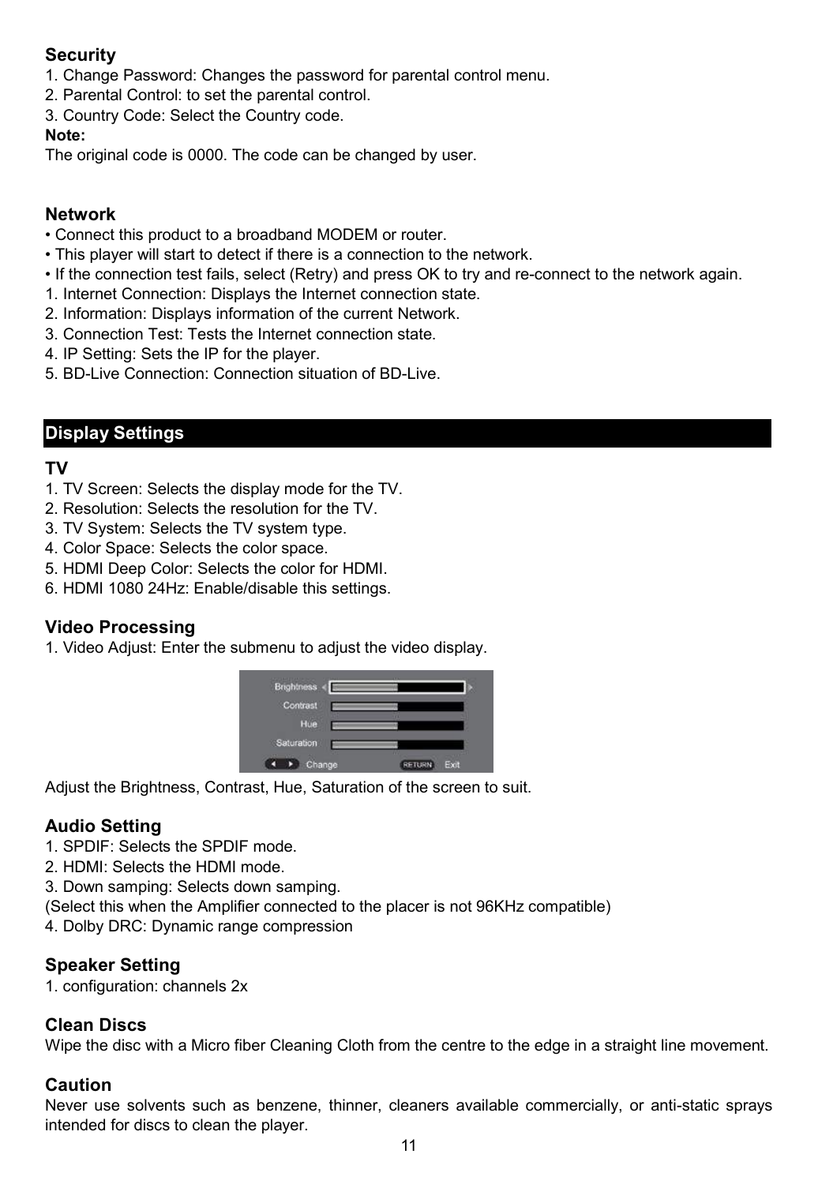### Security

1. Change Password: Changes the password for parental control menu.
2. Parental Control: to set the parental control.
3. Country Code: Select the Country code.

**Note:**
The original code is 0000. The code can be changed by user.

### Network

- Connect this product to a broadband MODEM or router.
- This player will start to detect if there is a connection to the network.
- If the connection test fails, select (Retry) and press OK to try and re-connect to the network again.

1. Internet Connection: Displays the Internet connection state.
2. Information: Displays information of the current Network.
3. Connection Test: Tests the Internet connection state.
4. IP Setting: Sets the IP for the player.
5. BD-Live Connection: Connection situation of BD-Live.

## Display Settings

### TV

1. TV Screen: Selects the display mode for the TV.
2. Resolution: Selects the resolution for the TV.
3. TV System: Selects the TV system type.
4. Color Space: Selects the color space.
5. HDMI Deep Color: Selects the color for HDMI.
6. HDMI 1080 24Hz: Enable/disable this settings.

### Video Processing

1. Video Adjust: Enter the submenu to adjust the video display.

Adjust the Brightness, Contrast, Hue, Saturation of the screen to suit.

### Audio Setting

1. SPDIF: Selects the SPDIF mode.
2. HDMI: Selects the HDMI mode.
3. Down samping: Selects down samping.
(Select this when the Amplifier connected to the placer is not 96KHz compatible)
4. Dolby DRC: Dynamic range compression

### Speaker Setting

1. configuration: channels 2x

### Clean Discs

Wipe the disc with a Micro fiber Cleaning Cloth from the centre to the edge in a straight line movement.

### Caution

Never use solvents such as benzene, thinner, cleaners available commercially, or anti-static sprays intended for discs to clean the player.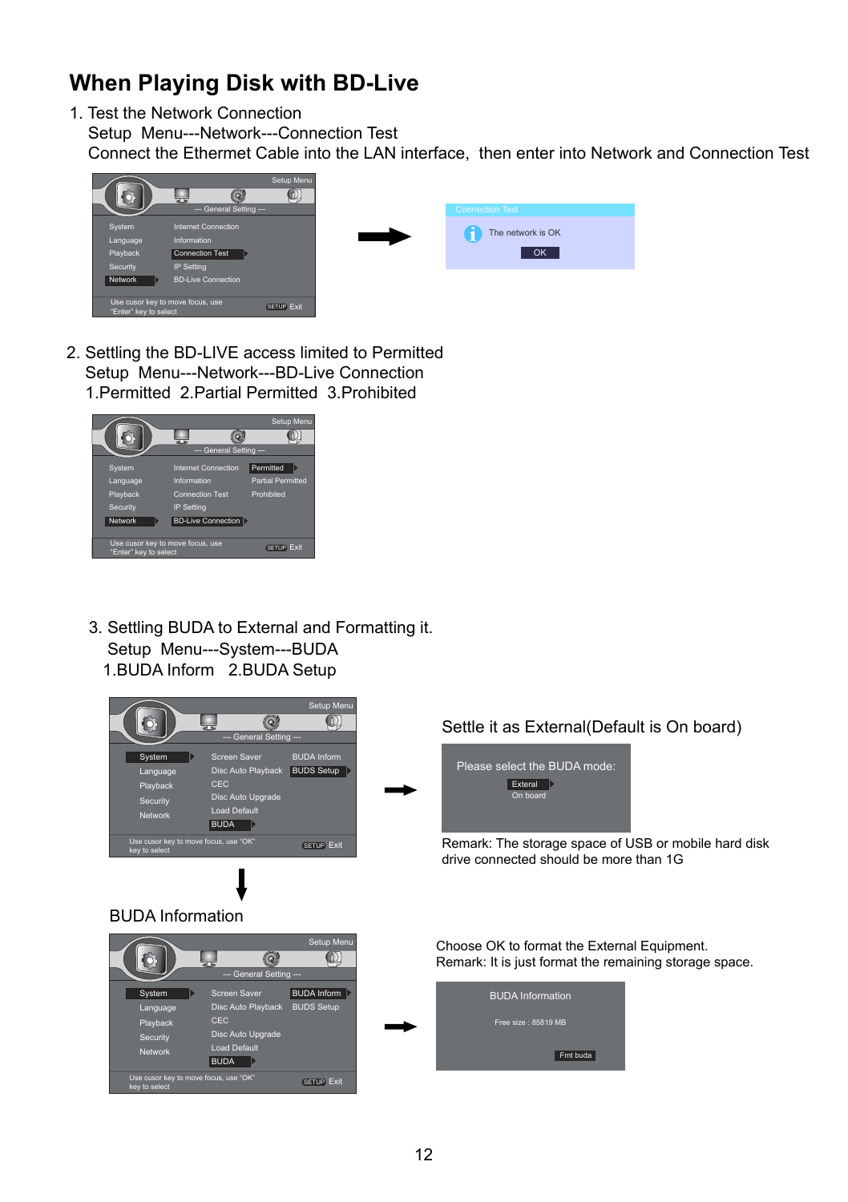# When Playing Disk with BD-Live

1. Test the Network Connection
   Setup Menu---Network---Connection Test
   Connect the Ethernet Cable into the LAN interface, then enter into Network and Connection Test

Setup Menu
--- General Setting ---

- System — Internet Connection
- Language — Information
- Playback — Connection Test
- Security — IP Setting
- Network — BD-Live Connection

Use cusor key to move focus, use "Enter" key to select — SETUP Exit

Connection Test
The network is OK
OK

2. Settling the BD-LIVE access limited to Permitted
   Setup Menu---Network---BD-Live Connection
   1.Permitted 2.Partial Permitted 3.Prohibited

Setup Menu
--- General Setting ---

- System — Internet Connection — Permitted
- Language — Information — Partial Permitted
- Playback — Connection Test — Prohibited
- Security — IP Setting
- Network — BD-Live Connection

Use cusor key to move focus, use "Enter" key to select — SETUP Exit

3. Settling BUDA to External and Formatting it.
   Setup Menu---System---BUDA
   1.BUDA Inform 2.BUDA Setup

Setup Menu
--- General Setting ---

- System — Screen Saver — BUDA Inform
- Language — Disc Auto Playback — BUDS Setup
- Playback — CEC
- Security — Disc Auto Upgrade
- Network — Load Default
- BUDA

Use cusor key to move focus, use "OK" key to select — SETUP Exit

Settle it as External(Default is On board)

Please select the BUDA mode:
Exteral
On board

Remark: The storage space of USB or mobile hard disk drive connected should be more than 1G

BUDA Information

Setup Menu
--- General Setting ---

- System — Screen Saver — BUDA Inform
- Language — Disc Auto Playback — BUDS Setup
- Playback — CEC
- Security — Disc Auto Upgrade
- Network — Load Default
- BUDA

Use cusor key to move focus, use "OK" key to select — SETUP Exit

Choose OK to format the External Equipment.
Remark: It is just format the remaining storage space.

BUDA Information
Free size : 85819 MB
Fmt buda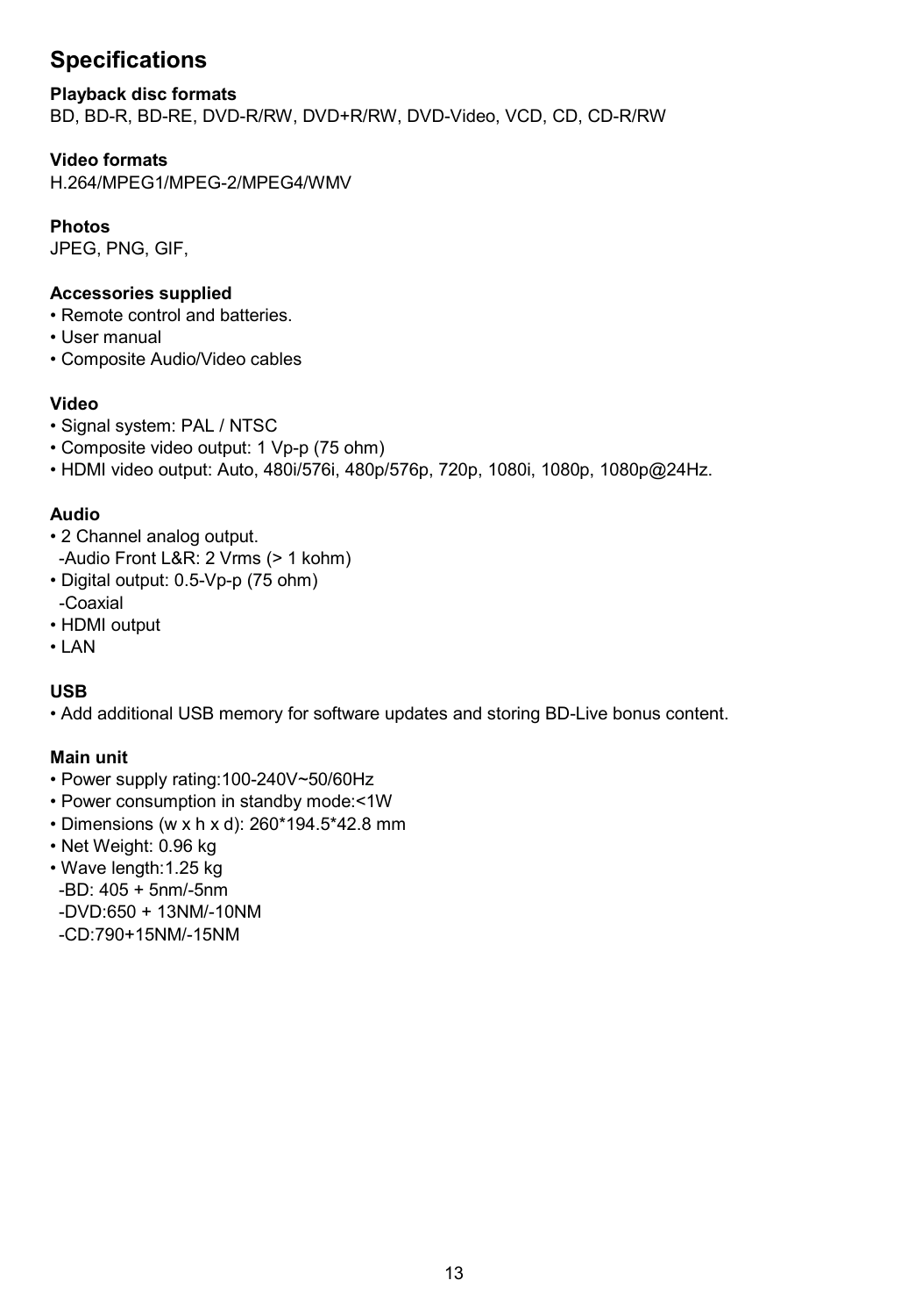# Specifications

**Playback disc formats**
BD, BD-R, BD-RE, DVD-R/RW, DVD+R/RW, DVD-Video, VCD, CD, CD-R/RW

**Video formats**
H.264/MPEG1/MPEG-2/MPEG4/WMV

**Photos**
JPEG, PNG, GIF,

**Accessories supplied**
- Remote control and batteries.
- User manual
- Composite Audio/Video cables

**Video**
- Signal system: PAL / NTSC
- Composite video output: 1 Vp-p (75 ohm)
- HDMI video output: Auto, 480i/576i, 480p/576p, 720p, 1080i, 1080p, 1080p@24Hz.

**Audio**
- 2 Channel analog output.
  -Audio Front L&R: 2 Vrms (> 1 kohm)
- Digital output: 0.5-Vp-p (75 ohm)
  -Coaxial
- HDMI output
- LAN

**USB**
- Add additional USB memory for software updates and storing BD-Live bonus content.

**Main unit**
- Power supply rating:100-240V~50/60Hz
- Power consumption in standby mode:<1W
- Dimensions (w x h x d): 260*194.5*42.8 mm
- Net Weight: 0.96 kg
- Wave length:1.25 kg
  -BD: 405 + 5nm/-5nm
  -DVD:650 + 13NM/-10NM
  -CD:790+15NM/-15NM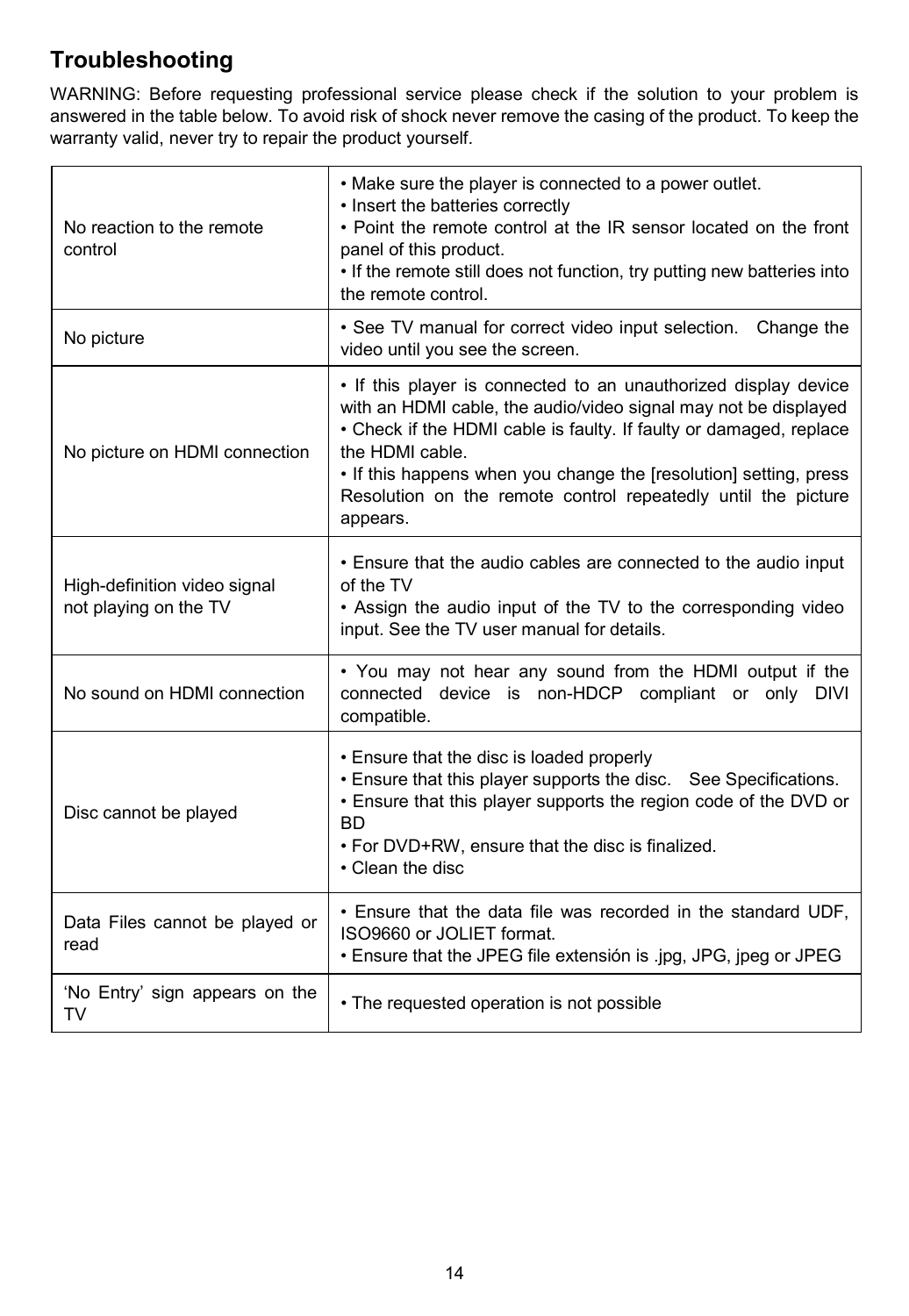## Troubleshooting

WARNING: Before requesting professional service please check if the solution to your problem is answered in the table below. To avoid risk of shock never remove the casing of the product. To keep the warranty valid, never try to repair the product yourself.

| | |
|---|---|
| No reaction to the remote control | • Make sure the player is connected to a power outlet.<br>• Insert the batteries correctly<br>• Point the remote control at the IR sensor located on the front panel of this product.<br>• If the remote still does not function, try putting new batteries into the remote control. |
| No picture | • See TV manual for correct video input selection. Change the video until you see the screen. |
| No picture on HDMI connection | • If this player is connected to an unauthorized display device with an HDMI cable, the audio/video signal may not be displayed<br>• Check if the HDMI cable is faulty. If faulty or damaged, replace the HDMI cable.<br>• If this happens when you change the [resolution] setting, press Resolution on the remote control repeatedly until the picture appears. |
| High-definition video signal not playing on the TV | • Ensure that the audio cables are connected to the audio input of the TV<br>• Assign the audio input of the TV to the corresponding video input. See the TV user manual for details. |
| No sound on HDMI connection | • You may not hear any sound from the HDMI output if the connected device is non-HDCP compliant or only DIVI compatible. |
| Disc cannot be played | • Ensure that the disc is loaded properly<br>• Ensure that this player supports the disc. See Specifications.<br>• Ensure that this player supports the region code of the DVD or BD<br>• For DVD+RW, ensure that the disc is finalized.<br>• Clean the disc |
| Data Files cannot be played or read | • Ensure that the data file was recorded in the standard UDF, ISO9660 or JOLIET format.<br>• Ensure that the JPEG file extensión is .jpg, JPG, jpeg or JPEG |
| 'No Entry' sign appears on the TV | • The requested operation is not possible |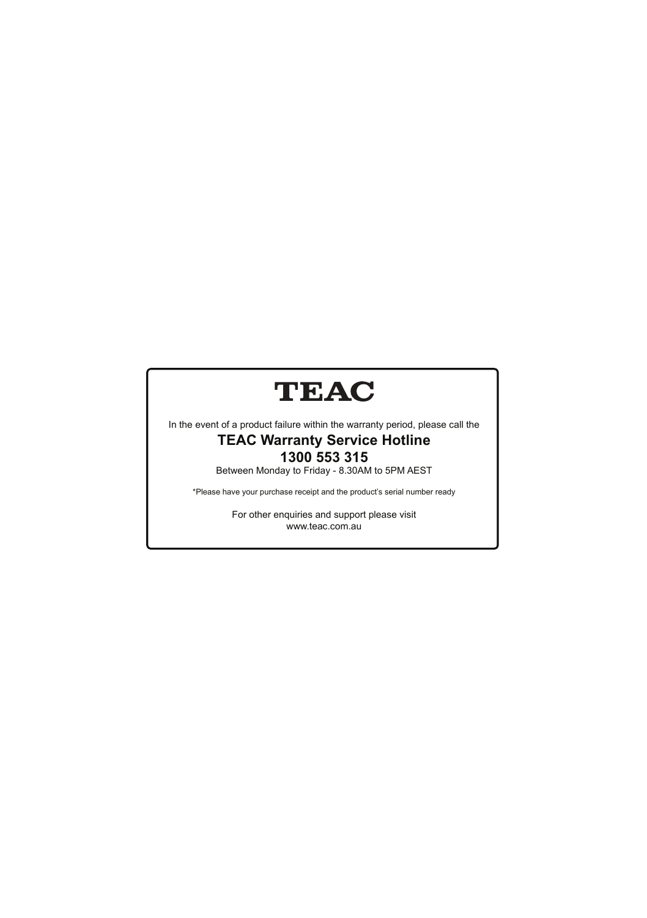# TEAC

In the event of a product failure within the warranty period, please call the

**TEAC Warranty Service Hotline**

**1300 553 315**

Between Monday to Friday - 8.30AM to 5PM AEST

*Please have your purchase receipt and the product's serial number ready

For other enquiries and support please visit
www.teac.com.au